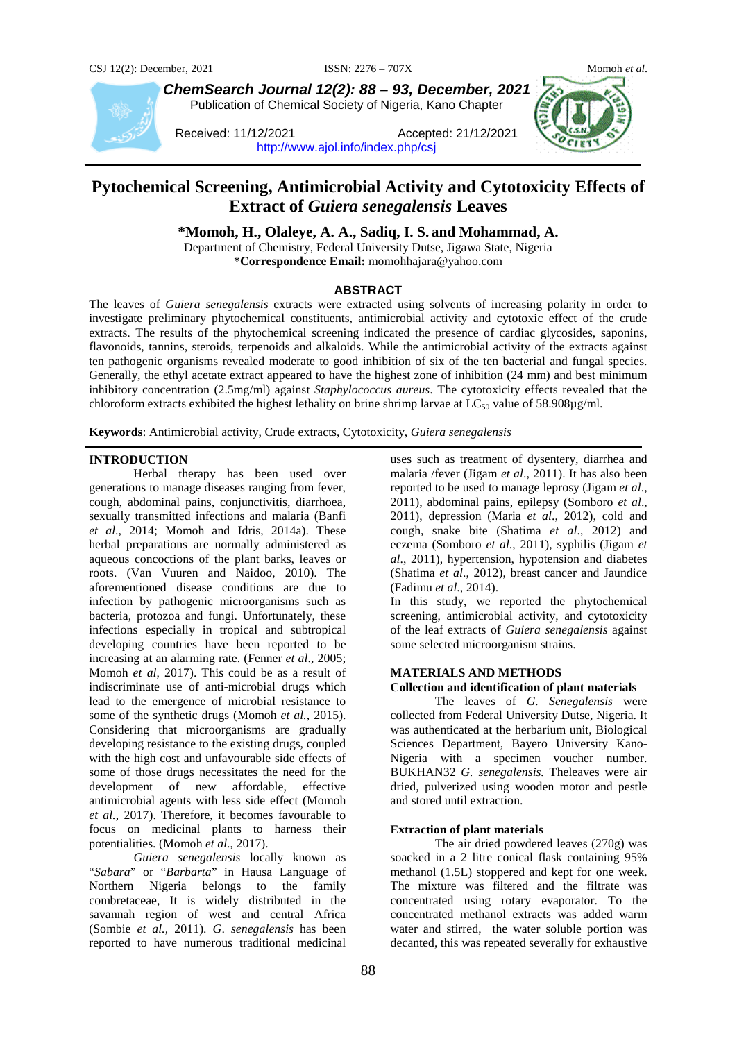# Pytochemical Screening, Antimicrobial Activity and Cytotoxicity Effects of Extract of *Guiera senegalensis* Leaves

**\*Momoh, H., Olaleye, A. A., Sadiq, I. S. and Mohammad, A.**

Department of Chemistry, Federal University Dutse, Jigawa State, Nigeria

**\*Correspondence Email:** momohhajara@yahoo.com

Received: 11/12/2021 Accepted: 21/12/2021

http://www.ajol.info/index.php/csj

## ABSTRACT

The leaves of *Guiera senegalensis* extracts were extracted using solvents of increasing polarity in order to investigate preliminary phytochemical constituents, antimicrobial activity and cytotoxic effect of the crude extracts. The results of the phytochemical screening indicated the presence of cardiac glycosides, saponins, flavonoids, tannins, steroids, terpenoids and alkaloids. While the antimicrobial activity of the extracts against ten pathogenic organisms revealed moderate to good inhibition of six of the ten bacterial and fungal species. Generally, the ethyl acetate extract appeared to have the highest zone of inhibition (24 mm) and best minimum inhibitory concentration (2.5mg/ml) against *Staphylococcus aureus*. The cytotoxicity effects revealed that the chloroform extracts exhibited the highest lethality on brine shrimp larvae at $LC_{50}$ value of 58.908µg/ml.

**Keywords**: Antimicrobial activity, Crude extracts, Cytotoxicity, *Guiera senegalensis*

## INTRODUCTION

Herbal therapy has been used over generations to manage diseases ranging from fever, cough, abdominal pains, conjunctivitis, diarrhoea, sexually transmitted infections and malaria (Banfi *et al.*, 2014; Momoh and Idris, 2014a). These herbal preparations are normally administered as aqueous concoctions of the plant barks, leaves or roots. (Van Vuuren and Naidoo, 2010). The aforementioned disease conditions are due to infection by pathogenic microorganisms such as bacteria, protozoa and fungi. Unfortunately, these infections especially in tropical and subtropical developing countries have been reported to be increasing at an alarming rate. (Fenner *et al*., 2005; Momoh *et al*, 2017). This could be as a result of indiscriminate use of anti-microbial drugs which lead to the emergence of microbial resistance to some of the synthetic drugs (Momoh *et al.,* 2015). Considering that microorganisms are gradually developing resistance to the existing drugs, coupled with the high cost and unfavourable side effects of some of those drugs necessitates the need for the development of new affordable, effective antimicrobial agents with less side effect (Momoh *et al.*, 2017). Therefore, it becomes favourable to focus on medicinal plants to harness their potentialities. (Momoh *et al*., 2017).

*Guiera senegalensis* locally known as "*Sabara*" or "*Barbarta*" in Hausa Language of Northern Nigeria belongs to the family combretaceae, It is widely distributed in the savannah region of west and central Africa (Sombie *et al.,* 2011). *G. senegalensis* has been reported to have numerous traditional medicinal uses such as treatment of dysentery, diarrhea and malaria /fever (Jigam *et al*., 2011). It has also been reported to be used to manage leprosy (Jigam *et al*., 2011), abdominal pains, epilepsy (Somboro *et al*., 2011), depression (Maria *et al*., 2012), cold and cough, snake bite (Shatima *et al*., 2012) and eczema (Somboro *et al*., 2011), syphilis (Jigam *et al*., 2011), hypertension, hypotension and diabetes (Shatima *et al*., 2012), breast cancer and Jaundice (Fadimu *et al*., 2014).

In this study, we reported the phytochemical screening, antimicrobial activity, and cytotoxicity of the leaf extracts of *Guiera senegalensis* against some selected microorganism strains.

## MATERIALS AND METHODS

### Collection and identification of plant materials

The leaves of *G. Senegalensis* were collected from Federal University Dutse, Nigeria. It was authenticated at the herbarium unit, Biological Sciences Department, Bayero University Kano-Nigeria with a specimen voucher number. BUKHAN32 *G. senegalensis.* Theleaves were air dried, pulverized using wooden motor and pestle and stored until extraction.

### Extraction of plant materials

The air dried powdered leaves (270g) was soacked in a 2 litre conical flask containing 95% methanol (1.5L) stoppered and kept for one week. The mixture was filtered and the filtrate was concentrated using rotary evaporator. To the concentrated methanol extracts was added warm water and stirred, the water soluble portion was decanted, this was repeated severally for exhaustive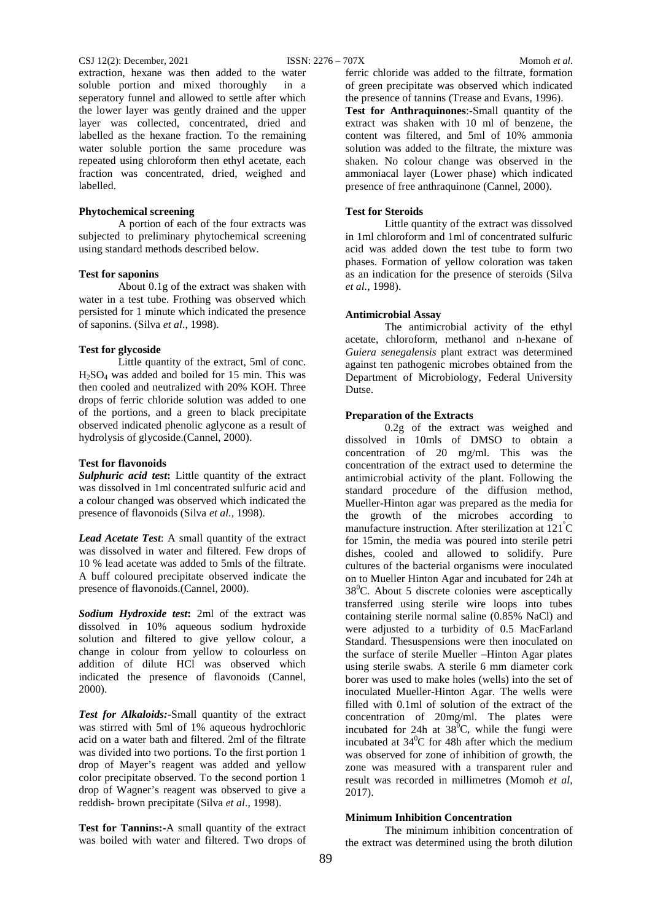extraction, hexane was then added to the water soluble portion and mixed thoroughly in a seperatory funnel and allowed to settle after which the lower layer was gently drained and the upper layer was collected, concentrated, dried and labelled as the hexane fraction. To the remaining water soluble portion the same procedure was repeated using chloroform then ethyl acetate, each fraction was concentrated, dried, weighed and labelled.

**Phytochemical screening**

A portion of each of the four extracts was subjected to preliminary phytochemical screening using standard methods described below.

**Test for saponins**

About 0.1g of the extract was shaken with water in a test tube. Frothing was observed which persisted for 1 minute which indicated the presence of saponins. (Silva *et al*., 1998).

**Test for glycoside**

Little quantity of the extract, 5ml of conc. $H_2SO_4$ was added and boiled for 15 min. This was then cooled and neutralized with 20% KOH. Three drops of ferric chloride solution was added to one of the portions, and a green to black precipitate observed indicated phenolic aglycone as a result of hydrolysis of glycoside.(Cannel, 2000).

**Test for flavonoids**

***Sulphuric acid test*:** Little quantity of the extract was dissolved in 1ml concentrated sulfuric acid and a colour changed was observed which indicated the presence of flavonoids (Silva *et al.*, 1998).

***Lead Acetate Test***: A small quantity of the extract was dissolved in water and filtered. Few drops of 10 % lead acetate was added to 5mls of the filtrate. A buff coloured precipitate observed indicate the presence of flavonoids.(Cannel, 2000).

***Sodium Hydroxide test*:** 2ml of the extract was dissolved in 10% aqueous sodium hydroxide solution and filtered to give yellow colour, a change in colour from yellow to colourless on addition of dilute HCl was observed which indicated the presence of flavonoids (Cannel, 2000).

***Test for Alkaloids:-***Small quantity of the extract was stirred with 5ml of 1% aqueous hydrochloric acid on a water bath and filtered. 2ml of the filtrate was divided into two portions. To the first portion 1 drop of Mayer's reagent was added and yellow color precipitate observed. To the second portion 1 drop of Wagner's reagent was observed to give a reddish- brown precipitate (Silva *et al*., 1998).

**Test for Tannins:-**A small quantity of the extract was boiled with water and filtered. Two drops of ferric chloride was added to the filtrate, formation of green precipitate was observed which indicated the presence of tannins (Trease and Evans, 1996).

**Test for Anthraquinones**:-Small quantity of the extract was shaken with 10 ml of benzene, the content was filtered, and 5ml of 10% ammonia solution was added to the filtrate, the mixture was shaken. No colour change was observed in the ammoniacal layer (Lower phase) which indicated presence of free anthraquinone (Cannel, 2000).

**Test for Steroids**

Little quantity of the extract was dissolved in 1ml chloroform and 1ml of concentrated sulfuric acid was added down the test tube to form two phases. Formation of yellow coloration was taken as an indication for the presence of steroids (Silva *et al.*, 1998).

**Antimicrobial Assay**

The antimicrobial activity of the ethyl acetate, chloroform, methanol and n-hexane of *Guiera senegalensis* plant extract was determined against ten pathogenic microbes obtained from the Department of Microbiology, Federal University Dutse.

**Preparation of the Extracts**

0.2g of the extract was weighed and dissolved in 10mls of DMSO to obtain a concentration of 20 mg/ml. This was the concentration of the extract used to determine the antimicrobial activity of the plant. Following the standard procedure of the diffusion method, Mueller-Hinton agar was prepared as the media for the growth of the microbes according to manufacture instruction. After sterilization at 121°C for 15min, the media was poured into sterile petri dishes, cooled and allowed to solidify. Pure cultures of the bacterial organisms were inoculated on to Mueller Hinton Agar and incubated for 24h at $38^0$C. About 5 discrete colonies were asceptically transferred using sterile wire loops into tubes containing sterile normal saline (0.85% NaCl) and were adjusted to a turbidity of 0.5 MacFarland Standard. Thesuspensions were then inoculated on the surface of sterile Mueller –Hinton Agar plates using sterile swabs. A sterile 6 mm diameter cork borer was used to make holes (wells) into the set of inoculated Mueller-Hinton Agar. The wells were filled with 0.1ml of solution of the extract of the concentration of 20mg/ml. The plates were incubated for 24h at $38^0$C, while the fungi were incubated at $34^0$C for 48h after which the medium was observed for zone of inhibition of growth, the zone was measured with a transparent ruler and result was recorded in millimetres (Momoh *et al*, 2017).

**Minimum Inhibition Concentration**

The minimum inhibition concentration of the extract was determined using the broth dilution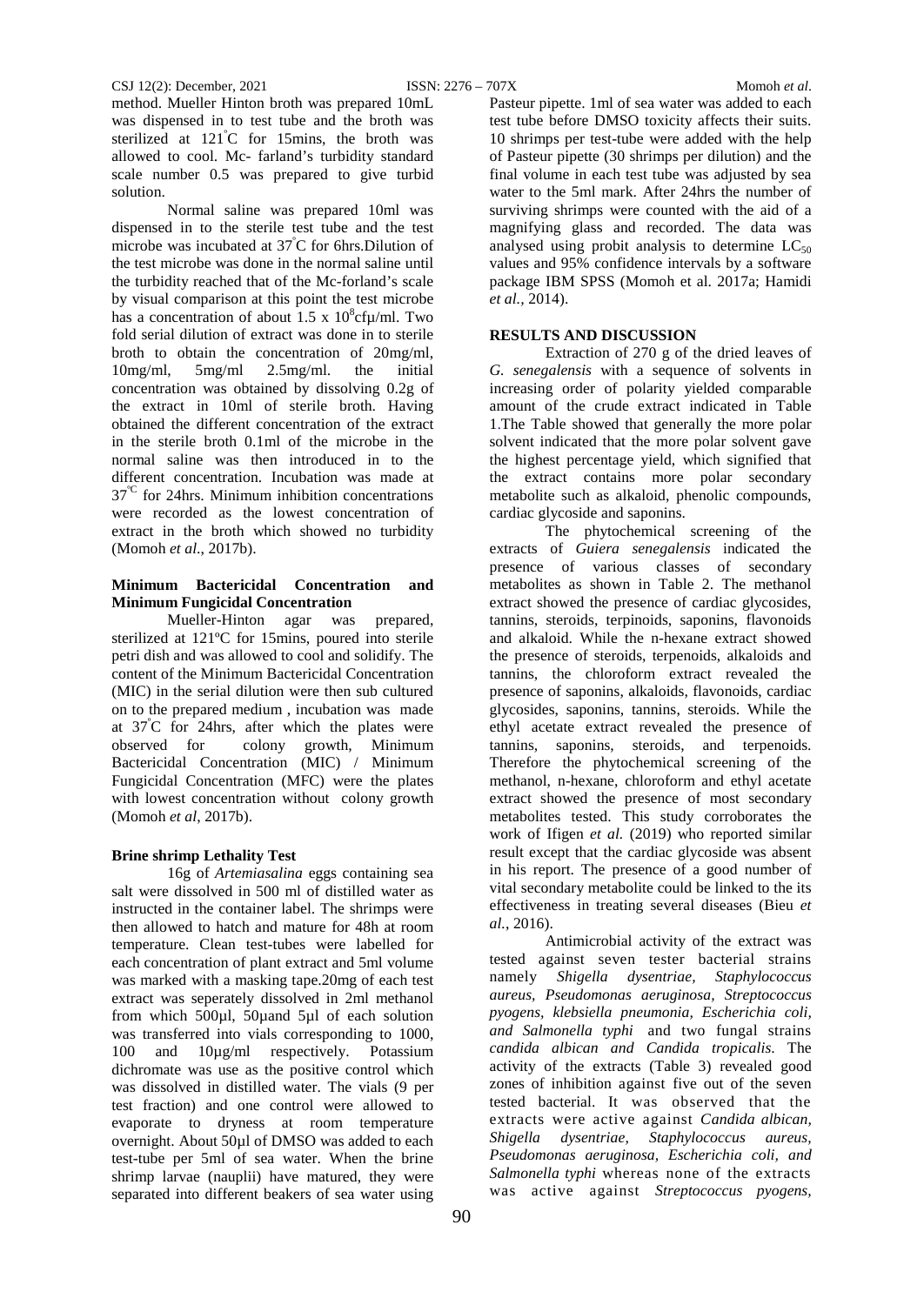method. Mueller Hinton broth was prepared 10mL was dispensed in to test tube and the broth was sterilized at 121°C for 15mins, the broth was allowed to cool. Mc- farland's turbidity standard scale number 0.5 was prepared to give turbid solution.

Normal saline was prepared 10ml was dispensed in to the sterile test tube and the test microbe was incubated at 37°C for 6hrs.Dilution of the test microbe was done in the normal saline until the turbidity reached that of the Mc-forland's scale by visual comparison at this point the test microbe has a concentration of about $1.5 \times 10^8$cfµ/ml. Two fold serial dilution of extract was done in to sterile broth to obtain the concentration of 20mg/ml, 10mg/ml, 5mg/ml 2.5mg/ml. the initial concentration was obtained by dissolving 0.2g of the extract in 10ml of sterile broth. Having obtained the different concentration of the extract in the sterile broth 0.1ml of the microbe in the normal saline was then introduced in to the different concentration. Incubation was made at 37°C for 24hrs. Minimum inhibition concentrations were recorded as the lowest concentration of extract in the broth which showed no turbidity (Momoh *et al*., 2017b).

**Minimum Bactericidal Concentration and Minimum Fungicidal Concentration**

Mueller-Hinton agar was prepared, sterilized at 121ºC for 15mins, poured into sterile petri dish and was allowed to cool and solidify. The content of the Minimum Bactericidal Concentration (MIC) in the serial dilution were then sub cultured on to the prepared medium , incubation was made at 37°C for 24hrs, after which the plates were observed for colony growth, Minimum Bactericidal Concentration (MIC) / Minimum Fungicidal Concentration (MFC) were the plates with lowest concentration without colony growth (Momoh *et al*, 2017b).

**Brine shrimp Lethality Test**

16g of *Artemiasalina* eggs containing sea salt were dissolved in 500 ml of distilled water as instructed in the container label. The shrimps were then allowed to hatch and mature for 48h at room temperature. Clean test-tubes were labelled for each concentration of plant extract and 5ml volume was marked with a masking tape.20mg of each test extract was seperately dissolved in 2ml methanol from which 500µl, 50µand 5µl of each solution was transferred into vials corresponding to 1000, 100 and 10µg/ml respectively. Potassium dichromate was use as the positive control which was dissolved in distilled water. The vials (9 per test fraction) and one control were allowed to evaporate to dryness at room temperature overnight. About 50µl of DMSO was added to each test-tube per 5ml of sea water. When the brine shrimp larvae (nauplii) have matured, they were separated into different beakers of sea water using Pasteur pipette. 1ml of sea water was added to each test tube before DMSO toxicity affects their suits. 10 shrimps per test-tube were added with the help of Pasteur pipette (30 shrimps per dilution) and the final volume in each test tube was adjusted by sea water to the 5ml mark. After 24hrs the number of surviving shrimps were counted with the aid of a magnifying glass and recorded. The data was analysed using probit analysis to determine $LC_{50}$ values and 95% confidence intervals by a software package IBM SPSS (Momoh et al. 2017a; Hamidi *et al.*, 2014).

## RESULTS AND DISCUSSION

Extraction of 270 g of the dried leaves of *G. senegalensis* with a sequence of solvents in increasing order of polarity yielded comparable amount of the crude extract indicated in Table 1.The Table showed that generally the more polar solvent indicated that the more polar solvent gave the highest percentage yield, which signified that the extract contains more polar secondary metabolite such as alkaloid, phenolic compounds, cardiac glycoside and saponins.

The phytochemical screening of the extracts of *Guiera senegalensis* indicated the presence of various classes of secondary metabolites as shown in Table 2. The methanol extract showed the presence of cardiac glycosides, tannins, steroids, terpinoids, saponins, flavonoids and alkaloid. While the n-hexane extract showed the presence of steroids, terpenoids, alkaloids and tannins, the chloroform extract revealed the presence of saponins, alkaloids, flavonoids, cardiac glycosides, saponins, tannins, steroids. While the ethyl acetate extract revealed the presence of tannins, saponins, steroids, and terpenoids. Therefore the phytochemical screening of the methanol, n-hexane, chloroform and ethyl acetate extract showed the presence of most secondary metabolites tested. This study corroborates the work of Ifigen *et al.* (2019) who reported similar result except that the cardiac glycoside was absent in his report. The presence of a good number of vital secondary metabolite could be linked to the its effectiveness in treating several diseases (Bieu *et al.*, 2016).

Antimicrobial activity of the extract was tested against seven tester bacterial strains namely *Shigella dysentriae, Staphylococcus aureus, Pseudomonas aeruginosa, Streptococcus pyogens, klebsiella pneumonia, Escherichia coli, and Salmonella typhi* and two fungal strains *candida albican and Candida tropicalis.* The activity of the extracts (Table 3) revealed good zones of inhibition against five out of the seven tested bacterial. It was observed that the extracts were active against *Candida albican, Shigella dysentriae, Staphylococcus aureus, Pseudomonas aeruginosa, Escherichia coli, and Salmonella typhi* whereas none of the extracts was active against *Streptococcus pyogens,*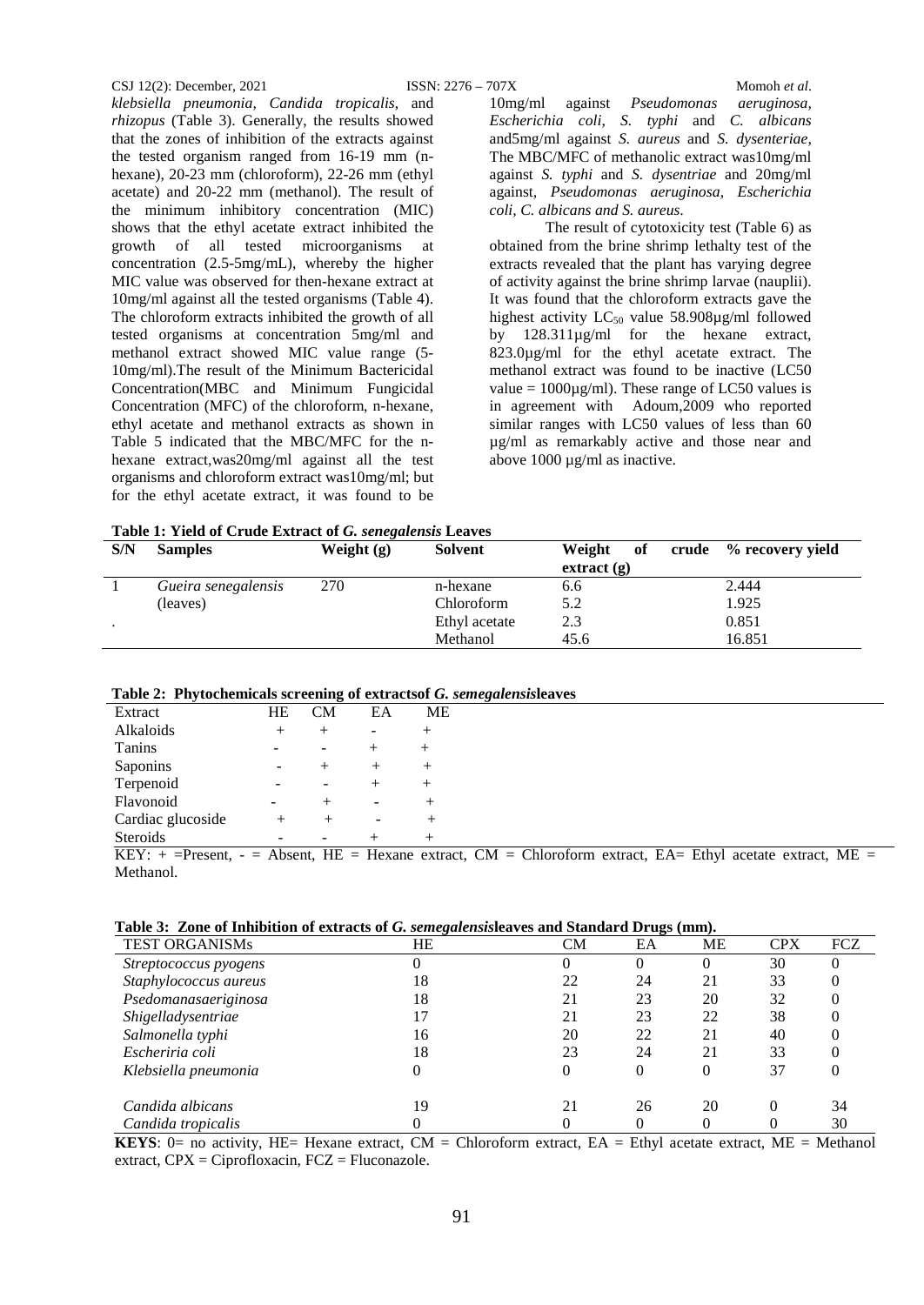*klebsiella pneumonia*, *Candida tropicalis*, and *rhizopus* (Table 3). Generally, the results showed that the zones of inhibition of the extracts against the tested organism ranged from 16-19 mm (n-hexane), 20-23 mm (chloroform), 22-26 mm (ethyl acetate) and 20-22 mm (methanol). The result of the minimum inhibitory concentration (MIC) shows that the ethyl acetate extract inhibited the growth of all tested microorganisms at concentration (2.5-5mg/mL), whereby the higher MIC value was observed for then-hexane extract at 10mg/ml against all the tested organisms (Table 4). The chloroform extracts inhibited the growth of all tested organisms at concentration 5mg/ml and methanol extract showed MIC value range (5-10mg/ml).The result of the Minimum Bactericidal Concentration(MBC and Minimum Fungicidal Concentration (MFC) of the chloroform, n-hexane, ethyl acetate and methanol extracts as shown in Table 5 indicated that the MBC/MFC for the n-hexane extract,was20mg/ml against all the test organisms and chloroform extract was10mg/ml; but for the ethyl acetate extract, it was found to be 10mg/ml against *Pseudomonas aeruginosa*, *Escherichia coli, S. typhi* and *C. albicans* and5mg/ml against *S. aureus* and *S. dysenteriae*, The MBC/MFC of methanolic extract was10mg/ml against *S. typhi* and *S. dysentriae* and 20mg/ml against, *Pseudomonas aeruginosa, Escherichia coli, C. albicans and S. aureus.*

The result of cytotoxicity test (Table 6) as obtained from the brine shrimp lethalty test of the extracts revealed that the plant has varying degree of activity against the brine shrimp larvae (nauplii). It was found that the chloroform extracts gave the highest activity $LC_{50}$ value 58.908µg/ml followed by 128.311µg/ml for the hexane extract, 823.0µg/ml for the ethyl acetate extract. The methanol extract was found to be inactive (LC50 value = 1000µg/ml). These range of LC50 values is in agreement with Adoum,2009 who reported similar ranges with LC50 values of less than 60 µg/ml as remarkably active and those near and above 1000 µg/ml as inactive.

**Table 1: Yield of Crude Extract of *G. senegalensis* Leaves**

| S/N | Samples | Weight (g) | Solvent | Weight of crude extract (g) | % recovery yield |
|---|---|---|---|---|---|
| 1 | *Gueira senegalensis* (leaves) | 270 | n-hexane | 6.6 | 2.444 |
| | | | Chloroform | 5.2 | 1.925 |
| . | | | Ethyl acetate | 2.3 | 0.851 |
| | | | Methanol | 45.6 | 16.851 |

**Table 2: Phytochemicals screening of extractsof *G. semegalensis*leaves**

| Extract | HE | CM | EA | ME |
|---|---|---|---|---|
| Alkaloids | + | + | - | + |
| Tanins | - | - | + | + |
| Saponins | - | + | + | + |
| Terpenoid | - | - | + | + |
| Flavonoid | - | + | - | + |
| Cardiac glucoside | + | + | - | + |
| Steroids | - | - | + | + |

KEY: + =Present, - = Absent, HE = Hexane extract, CM = Chloroform extract, EA= Ethyl acetate extract, ME = Methanol.

**Table 3: Zone of Inhibition of extracts of *G. semegalensis*leaves and Standard Drugs (mm).**

| TEST ORGANISMs | HE | CM | EA | ME | CPX | FCZ |
|---|---|---|---|---|---|---|
| *Streptococcus pyogens* | 0 | 0 | 0 | 0 | 30 | 0 |
| *Staphylococcus aureus* | 18 | 22 | 24 | 21 | 33 | 0 |
| *Psedomanasaeriginosa* | 18 | 21 | 23 | 20 | 32 | 0 |
| *Shigelladysentriae* | 17 | 21 | 23 | 22 | 38 | 0 |
| *Salmonella typhi* | 16 | 20 | 22 | 21 | 40 | 0 |
| *Escheriria coli* | 18 | 23 | 24 | 21 | 33 | 0 |
| *Klebsiella pneumonia* | 0 | 0 | 0 | 0 | 37 | 0 |
| *Candida albicans* | 19 | 21 | 26 | 20 | 0 | 34 |
| *Candida tropicalis* | 0 | 0 | 0 | 0 | 0 | 30 |

**KEYS**: 0= no activity, HE= Hexane extract, CM = Chloroform extract, EA = Ethyl acetate extract, ME = Methanol extract, CPX = Ciprofloxacin, FCZ = Fluconazole.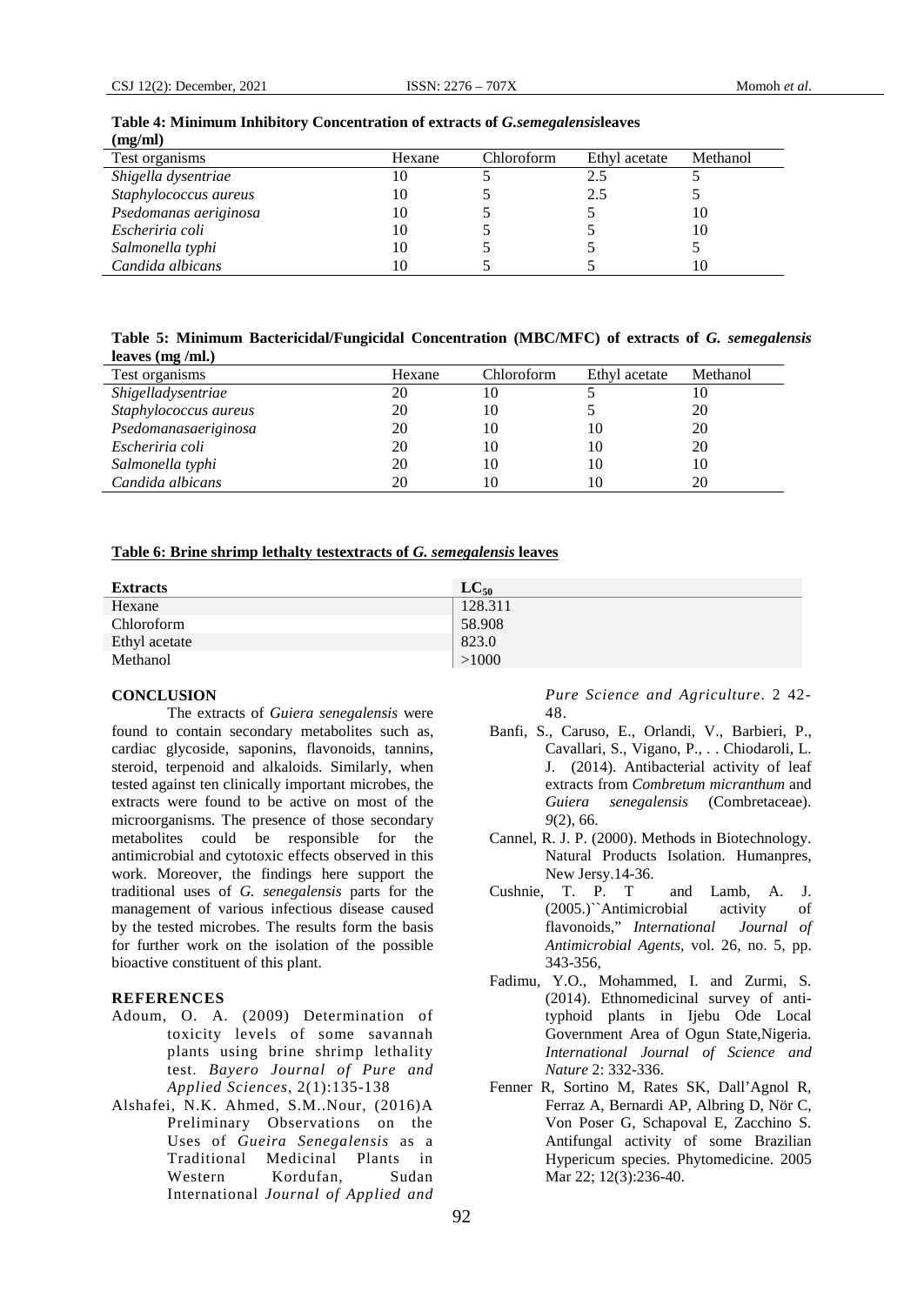**Table 4: Minimum Inhibitory Concentration of extracts of *G.semegalensis*leaves (mg/ml)**

| Test organisms | Hexane | Chloroform | Ethyl acetate | Methanol |
|---|---|---|---|---|
| *Shigella dysentriae* | 10 | 5 | 2.5 | 5 |
| *Staphylococcus aureus* | 10 | 5 | 2.5 | 5 |
| *Psedomanas aeriginosa* | 10 | 5 | 5 | 10 |
| *Escheriria coli* | 10 | 5 | 5 | 10 |
| *Salmonella typhi* | 10 | 5 | 5 | 5 |
| *Candida albicans* | 10 | 5 | 5 | 10 |

**Table 5: Minimum Bactericidal/Fungicidal Concentration (MBC/MFC) of extracts of *G. semegalensis* leaves (mg /ml.)**

| Test organisms | Hexane | Chloroform | Ethyl acetate | Methanol |
|---|---|---|---|---|
| *Shigelladysentriae* | 20 | 10 | 5 | 10 |
| *Staphylococcus aureus* | 20 | 10 | 5 | 20 |
| *Psedomanasaeriginosa* | 20 | 10 | 10 | 20 |
| *Escheriria coli* | 20 | 10 | 10 | 20 |
| *Salmonella typhi* | 20 | 10 | 10 | 10 |
| *Candida albicans* | 20 | 10 | 10 | 20 |

**Table 6: Brine shrimp lethalty testextracts of *G. semegalensis* leaves**

| Extracts | $LC_{50}$ |
|---|---|
| Hexane | 128.311 |
| Chloroform | 58.908 |
| Ethyl acetate | 823.0 |
| Methanol | >1000 |

## CONCLUSION

The extracts of *Guiera senegalensis* were found to contain secondary metabolites such as, cardiac glycoside, saponins, flavonoids, tannins, steroid, terpenoid and alkaloids. Similarly, when tested against ten clinically important microbes, the extracts were found to be active on most of the microorganisms. The presence of those secondary metabolites could be responsible for the antimicrobial and cytotoxic effects observed in this work. Moreover, the findings here support the traditional uses of *G. senegalensis* parts for the management of various infectious disease caused by the tested microbes. The results form the basis for further work on the isolation of the possible bioactive constituent of this plant.

## REFERENCES

Adoum, O. A. (2009) Determination of toxicity levels of some savannah plants using brine shrimp lethality test. *Bayero Journal of Pure and Applied Sciences*, 2(1):135-138

Alshafei, N.K. Ahmed, S.M..Nour, (2016)A Preliminary Observations on the Uses of *Gueira Senegalensis* as a Traditional Medicinal Plants in Western Kordufan, Sudan International *Journal of Applied and Pure Science and Agriculture*. 2 42-48.

Banfi, S., Caruso, E., Orlandi, V., Barbieri, P., Cavallari, S., Vigano, P., . . Chiodaroli, L. J. (2014). Antibacterial activity of leaf extracts from *Combretum micranthum* and *Guiera senegalensis* (Combretaceae). *9*(2), 66.

Cannel, R. J. P. (2000). Methods in Biotechnology. Natural Products Isolation. Humanpres, New Jersy.14-36.

Cushnie, T. P. T and Lamb, A. J. (2005.)``Antimicrobial activity of flavonoids," *International Journal of Antimicrobial Agents*, vol. 26, no. 5, pp. 343-356,

Fadimu, Y.O., Mohammed, I. and Zurmi, S. (2014). Ethnomedicinal survey of anti-typhoid plants in Ijebu Ode Local Government Area of Ogun State,Nigeria. *International Journal of Science and Nature* 2: 332-336.

Fenner R, Sortino M, Rates SK, Dall'Agnol R, Ferraz A, Bernardi AP, Albring D, Nör C, Von Poser G, Schapoval E, Zacchino S. Antifungal activity of some Brazilian Hypericum species. Phytomedicine. 2005 Mar 22; 12(3):236-40.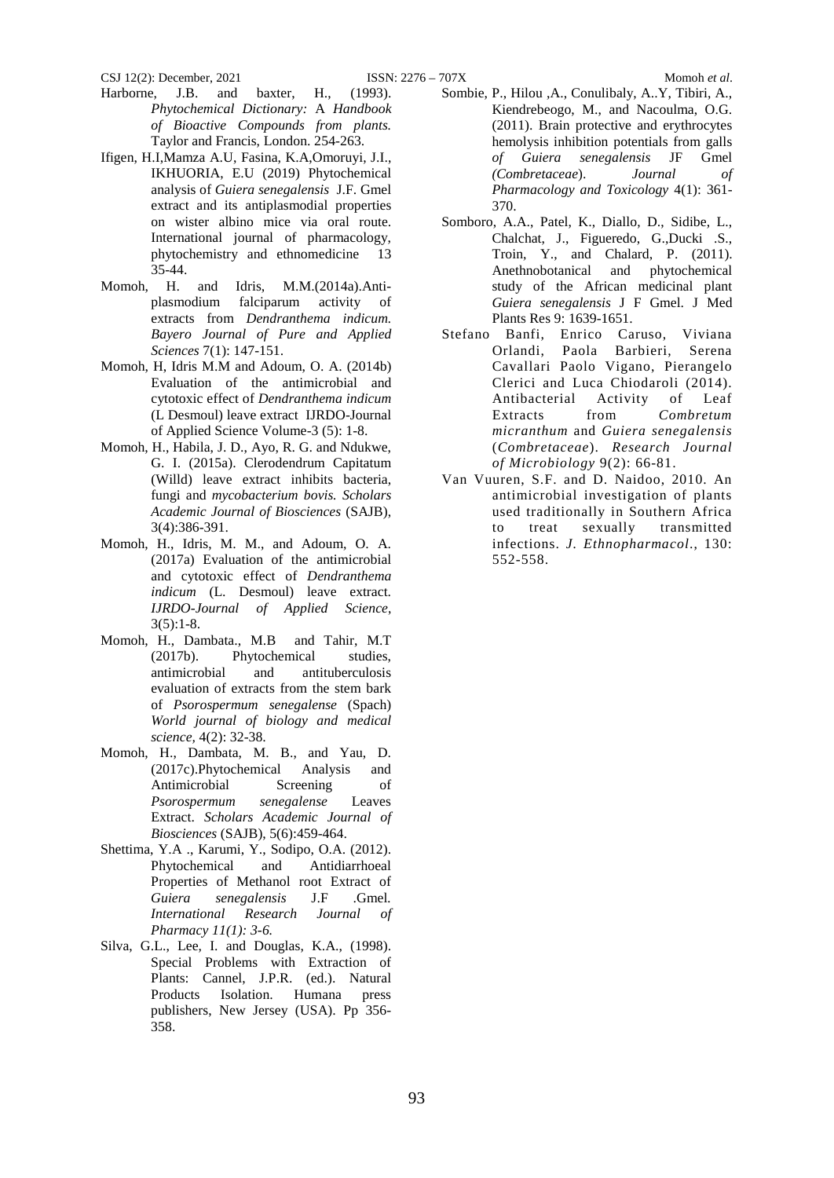Harborne, J.B. and baxter, H., (1993). *Phytochemical Dictionary:* A *Handbook of Bioactive Compounds from plants.* Taylor and Francis, London. 254-263.

Ifigen, H.I,Mamza A.U, Fasina, K.A,Omoruyi, J.I., IKHUORIA, E.U (2019) Phytochemical analysis of *Guiera senegalensis* J.F. Gmel extract and its antiplasmodial properties on wister albino mice via oral route. International journal of pharmacology, phytochemistry and ethnomedicine 13 35-44.

Momoh, H. and Idris, M.M.(2014a).Anti-plasmodium falciparum activity of extracts from *Dendranthema indicum. Bayero Journal of Pure and Applied Sciences* 7(1): 147-151.

Momoh, H, Idris M.M and Adoum, O. A. (2014b) Evaluation of the antimicrobial and cytotoxic effect of *Dendranthema indicum* (L Desmoul) leave extract IJRDO-Journal of Applied Science Volume-3 (5): 1-8.

Momoh, H., Habila, J. D., Ayo, R. G. and Ndukwe, G. I. (2015a). Clerodendrum Capitatum (Willd) leave extract inhibits bacteria, fungi and *mycobacterium bovis. Scholars Academic Journal of Biosciences* (SAJB), 3(4):386-391.

Momoh, H., Idris, M. M., and Adoum, O. A. (2017a) Evaluation of the antimicrobial and cytotoxic effect of *Dendranthema indicum* (L. Desmoul) leave extract. *IJRDO-Journal of Applied Science*, 3(5):1-8.

Momoh, H., Dambata., M.B and Tahir, M.T (2017b). Phytochemical studies, antimicrobial and antituberculosis evaluation of extracts from the stem bark of *Psorospermum senegalense* (Spach) *World journal of biology and medical science,* 4(2): 32-38.

Momoh, H., Dambata, M. B., and Yau, D. (2017c).Phytochemical Analysis and Antimicrobial Screening of *Psorospermum senegalense* Leaves Extract. *Scholars Academic Journal of Biosciences* (SAJB), 5(6):459-464.

Shettima, Y.A ., Karumi, Y., Sodipo, O.A. (2012). Phytochemical and Antidiarrhoeal Properties of Methanol root Extract of *Guiera senegalensis* J.F .Gmel. *International Research Journal of Pharmacy 11(1): 3-6.*

Silva, G.L., Lee, I. and Douglas, K.A., (1998). Special Problems with Extraction of Plants: Cannel, J.P.R. (ed.). Natural Products Isolation. Humana press publishers, New Jersey (USA). Pp 356-358.

Sombie, P., Hilou ,A., Conulibaly, A..Y, Tibiri, A., Kiendrebeogo, M., and Nacoulma, O.G. (2011). Brain protective and erythrocytes hemolysis inhibition potentials from galls *of Guiera senegalensis* JF Gmel *(Combretaceae*). *Journal of Pharmacology and Toxicology* 4(1): 361-370.

Somboro, A.A., Patel, K., Diallo, D., Sidibe, L., Chalchat, J., Figueredo, G.,Ducki .S., Troin, Y., and Chalard, P. (2011). Anethnobotanical and phytochemical study of the African medicinal plant *Guiera senegalensis* J F Gmel. J Med Plants Res 9: 1639-1651.

Stefano Banfi, Enrico Caruso, Viviana Orlandi, Paola Barbieri, Serena Cavallari Paolo Vigano, Pierangelo Clerici and Luca Chiodaroli (2014). Antibacterial Activity of Leaf Extracts from *Combretum micranthum* and *Guiera senegalensis* (*Combretaceae*). *Research Journal of Microbiology* 9(2): 66-81.

Van Vuuren, S.F. and D. Naidoo, 2010. An antimicrobial investigation of plants used traditionally in Southern Africa to treat sexually transmitted infections. *J. Ethnopharmacol.*, 130: 552-558.